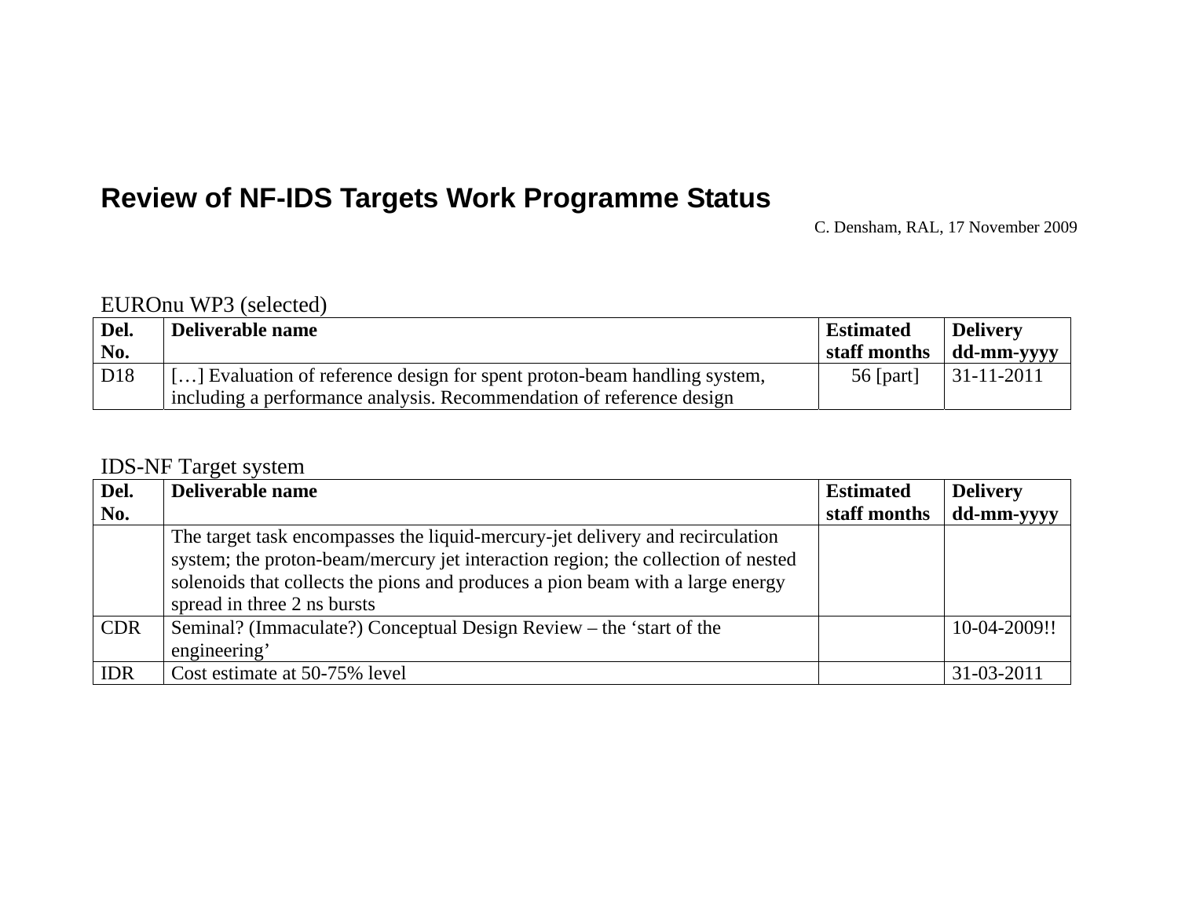# Review of NF-IDS Targets Work Programme Status

C. Densham, RAL, 17 November 2009

EUROnu WP3 (selected)

| Del. No. | Deliverable name | Estimated staff months | Delivery dd-mm-yyyy |
|---|---|---|---|
| D18 | […] Evaluation of reference design for spent proton-beam handling system, including a performance analysis. Recommendation of reference design | 56 [part] | 31-11-2011 |

IDS-NF Target system

| Del. No. | Deliverable name | Estimated staff months | Delivery dd-mm-yyyy |
|---|---|---|---|
| | The target task encompasses the liquid-mercury-jet delivery and recirculation system; the proton-beam/mercury jet interaction region; the collection of nested solenoids that collects the pions and produces a pion beam with a large energy spread in three 2 ns bursts | | |
| CDR | Seminal? (Immaculate?) Conceptual Design Review – the 'start of the engineering' | | 10-04-2009!! |
| IDR | Cost estimate at 50-75% level | | 31-03-2011 |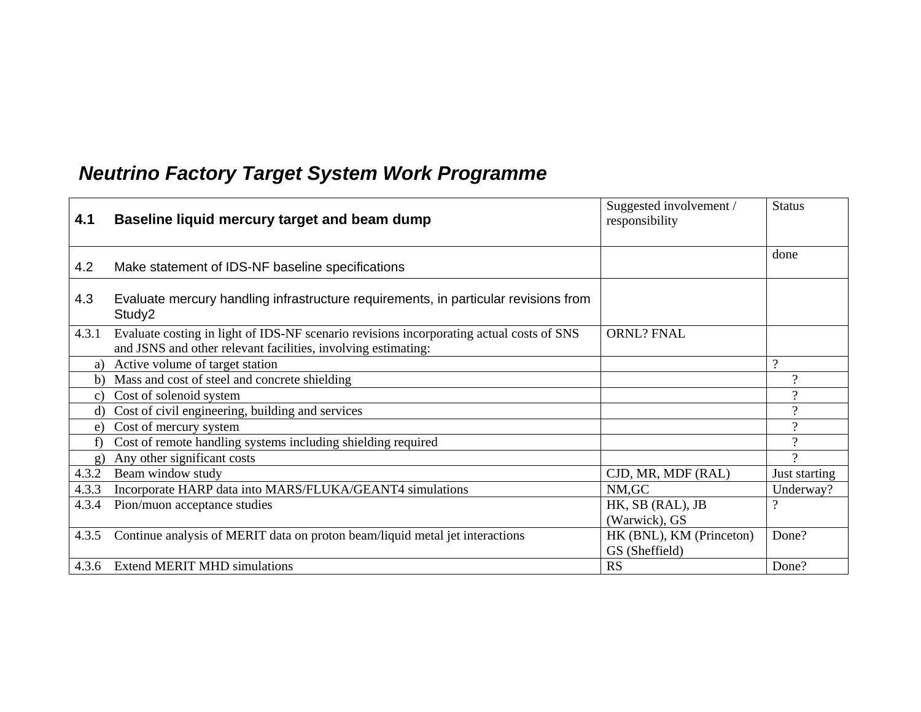## *Neutrino Factory Target System Work Programme*

| **4.1 Baseline liquid mercury target and beam dump** | Suggested involvement / responsibility | Status |
|---|---|---|
| 4.2 Make statement of IDS-NF baseline specifications | | done |
| 4.3 Evaluate mercury handling infrastructure requirements, in particular revisions from Study2 | | |
| 4.3.1 Evaluate costing in light of IDS-NF scenario revisions incorporating actual costs of SNS and JSNS and other relevant facilities, involving estimating: | ORNL? FNAL | |
| a) Active volume of target station | | ? |
| b) Mass and cost of steel and concrete shielding | | ? |
| c) Cost of solenoid system | | ? |
| d) Cost of civil engineering, building and services | | ? |
| e) Cost of mercury system | | ? |
| f) Cost of remote handling systems including shielding required | | ? |
| g) Any other significant costs | | ? |
| 4.3.2 Beam window study | CJD, MR, MDF (RAL) | Just starting |
| 4.3.3 Incorporate HARP data into MARS/FLUKA/GEANT4 simulations | NM,GC | Underway? |
| 4.3.4 Pion/muon acceptance studies | HK, SB (RAL), JB (Warwick), GS | ? |
| 4.3.5 Continue analysis of MERIT data on proton beam/liquid metal jet interactions | HK (BNL), KM (Princeton) GS (Sheffield) | Done? |
| 4.3.6 Extend MERIT MHD simulations | RS | Done? |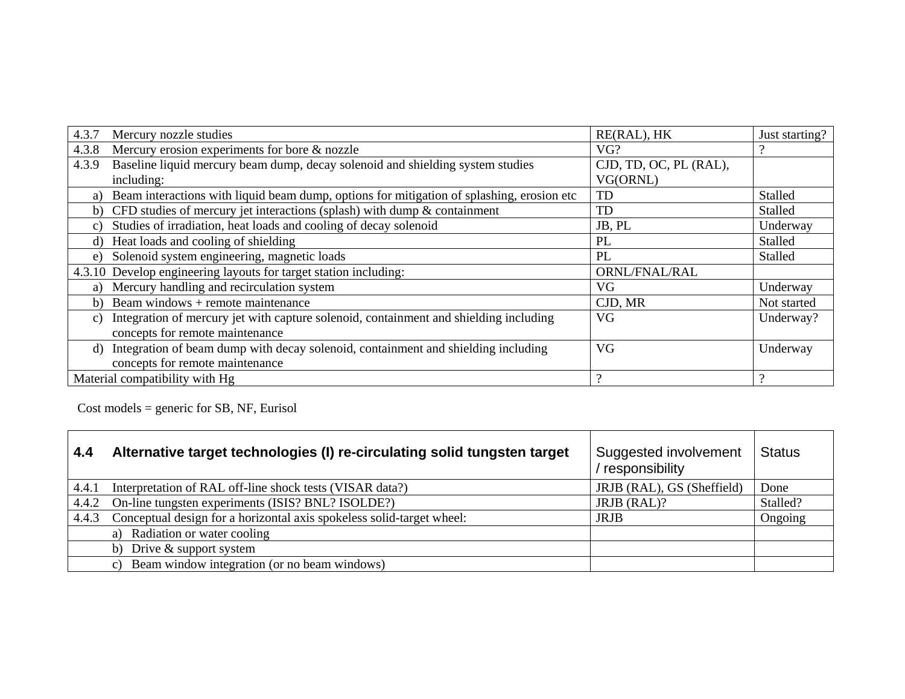| | | | |
|---|---|---|---|
| 4.3.7 | Mercury nozzle studies | RE(RAL), HK | Just starting? |
| 4.3.8 | Mercury erosion experiments for bore & nozzle | VG? | ? |
| 4.3.9 | Baseline liquid mercury beam dump, decay solenoid and shielding system studies including: | CJD, TD, OC, PL (RAL), VG(ORNL) | |
| a) | Beam interactions with liquid beam dump, options for mitigation of splashing, erosion etc | TD | Stalled |
| b) | CFD studies of mercury jet interactions (splash) with dump & containment | TD | Stalled |
| c) | Studies of irradiation, heat loads and cooling of decay solenoid | JB, PL | Underway |
| d) | Heat loads and cooling of shielding | PL | Stalled |
| e) | Solenoid system engineering, magnetic loads | PL | Stalled |
| 4.3.10 | Develop engineering layouts for target station including: | ORNL/FNAL/RAL | |
| a) | Mercury handling and recirculation system | VG | Underway |
| b) | Beam windows + remote maintenance | CJD, MR | Not started |
| c) | Integration of mercury jet with capture solenoid, containment and shielding including concepts for remote maintenance | VG | Underway? |
| d) | Integration of beam dump with decay solenoid, containment and shielding including concepts for remote maintenance | VG | Underway |
| Material compatibility with Hg | | ? | ? |

Cost models = generic for SB, NF, Eurisol

| **4.4** | **Alternative target technologies (I) re-circulating solid tungsten target** | Suggested involvement / responsibility | Status |
|---|---|---|---|
| 4.4.1 | Interpretation of RAL off-line shock tests (VISAR data?) | JRJB (RAL), GS (Sheffield) | Done |
| 4.4.2 | On-line tungsten experiments (ISIS? BNL? ISOLDE?) | JRJB (RAL)? | Stalled? |
| 4.4.3 | Conceptual design for a horizontal axis spokeless solid-target wheel: | JRJB | Ongoing |
| | a) Radiation or water cooling | | |
| | b) Drive & support system | | |
| | c) Beam window integration (or no beam windows) | | |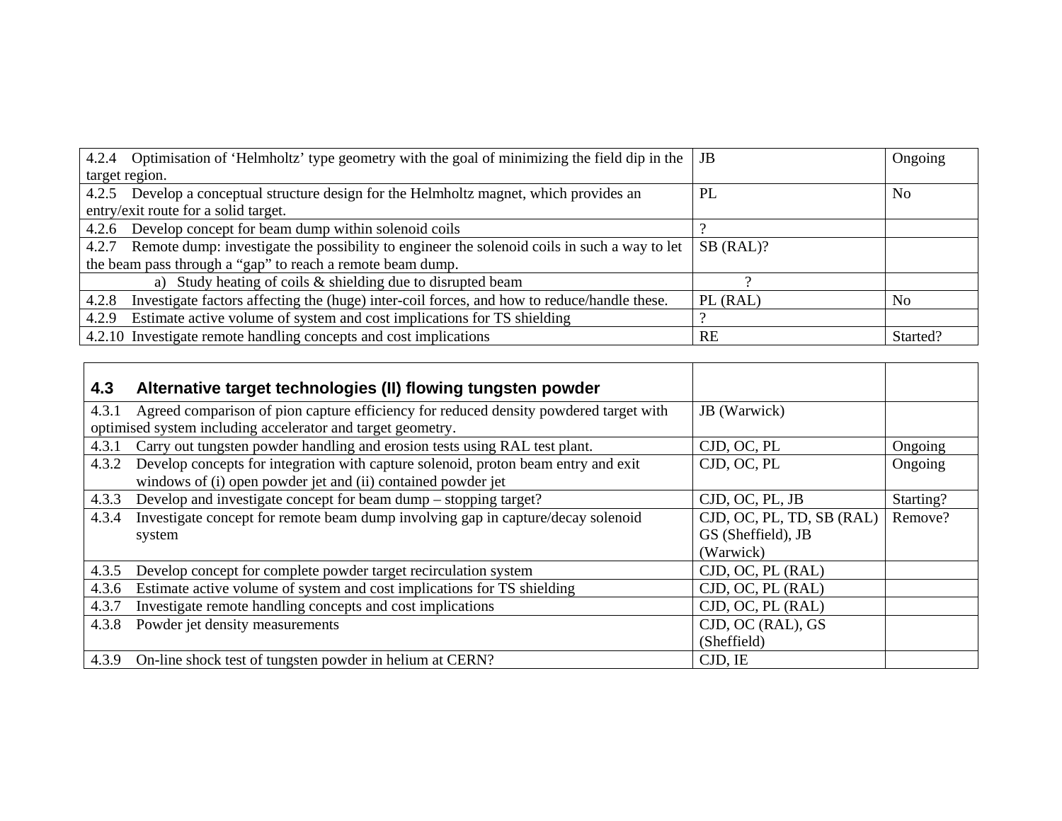| | | |
|---|---|---|
| 4.2.4 Optimisation of 'Helmholtz' type geometry with the goal of minimizing the field dip in the target region. | JB | Ongoing |
| 4.2.5 Develop a conceptual structure design for the Helmholtz magnet, which provides an entry/exit route for a solid target. | PL | No |
| 4.2.6 Develop concept for beam dump within solenoid coils | ? | |
| 4.2.7 Remote dump: investigate the possibility to engineer the solenoid coils in such a way to let the beam pass through a "gap" to reach a remote beam dump. | SB (RAL)? | |
| a) Study heating of coils & shielding due to disrupted beam | ? | |
| 4.2.8 Investigate factors affecting the (huge) inter-coil forces, and how to reduce/handle these. | PL (RAL) | No |
| 4.2.9 Estimate active volume of system and cost implications for TS shielding | ? | |
| 4.2.10 Investigate remote handling concepts and cost implications | RE | Started? |

| **4.3 Alternative target technologies (II) flowing tungsten powder** | | |
|---|---|---|
| 4.3.1 Agreed comparison of pion capture efficiency for reduced density powdered target with optimised system including accelerator and target geometry. | JB (Warwick) | |
| 4.3.1 Carry out tungsten powder handling and erosion tests using RAL test plant. | CJD, OC, PL | Ongoing |
| 4.3.2 Develop concepts for integration with capture solenoid, proton beam entry and exit windows of (i) open powder jet and (ii) contained powder jet | CJD, OC, PL | Ongoing |
| 4.3.3 Develop and investigate concept for beam dump – stopping target? | CJD, OC, PL, JB | Starting? |
| 4.3.4 Investigate concept for remote beam dump involving gap in capture/decay solenoid system | CJD, OC, PL, TD, SB (RAL) GS (Sheffield), JB (Warwick) | Remove? |
| 4.3.5 Develop concept for complete powder target recirculation system | CJD, OC, PL (RAL) | |
| 4.3.6 Estimate active volume of system and cost implications for TS shielding | CJD, OC, PL (RAL) | |
| 4.3.7 Investigate remote handling concepts and cost implications | CJD, OC, PL (RAL) | |
| 4.3.8 Powder jet density measurements | CJD, OC (RAL), GS (Sheffield) | |
| 4.3.9 On-line shock test of tungsten powder in helium at CERN? | CJD, IE | |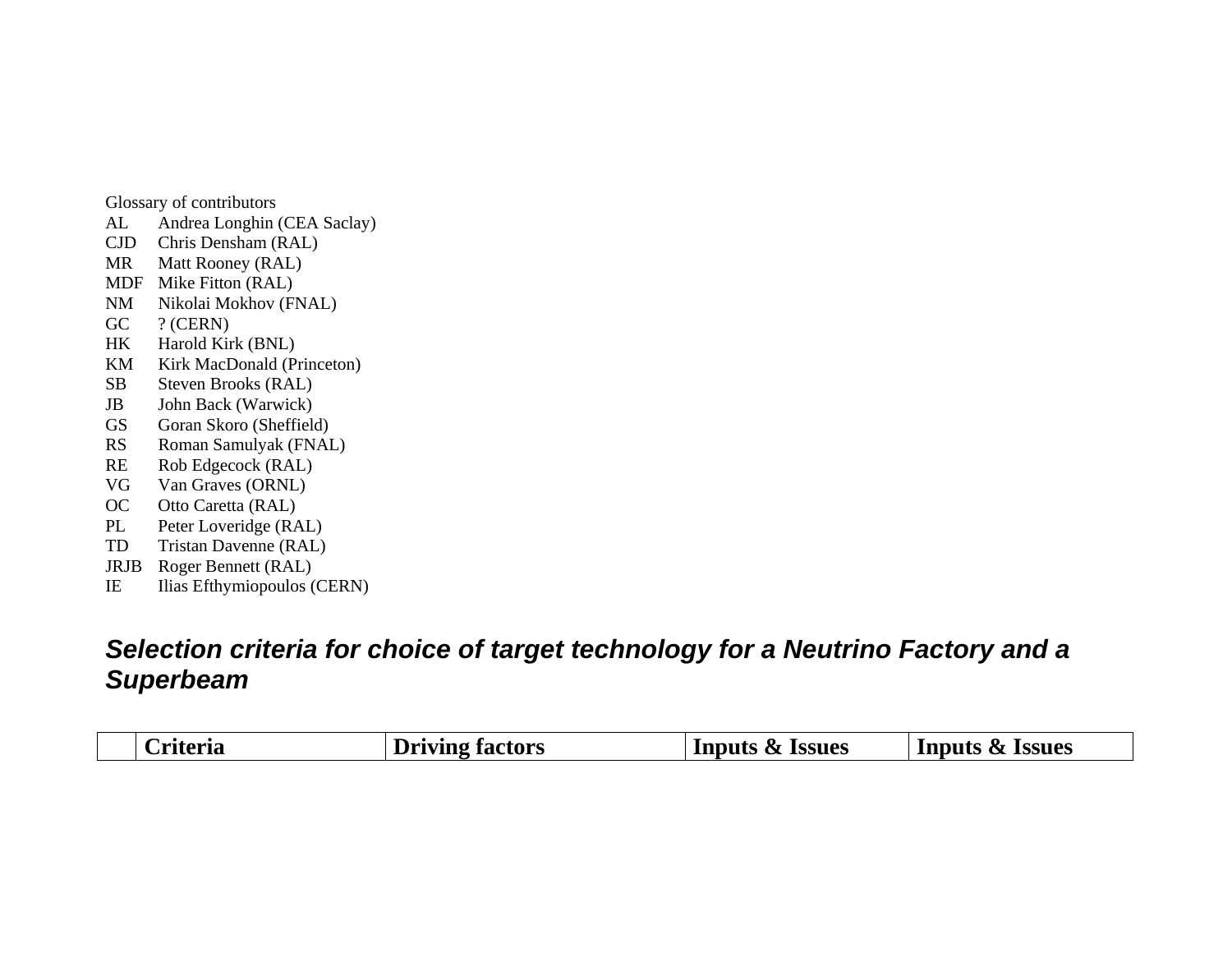Glossary of contributors

AL Andrea Longhin (CEA Saclay)
CJD Chris Densham (RAL)
MR Matt Rooney (RAL)
MDF Mike Fitton (RAL)
NM Nikolai Mokhov (FNAL)
GC ? (CERN)
HK Harold Kirk (BNL)
KM Kirk MacDonald (Princeton)
SB Steven Brooks (RAL)
JB John Back (Warwick)
GS Goran Skoro (Sheffield)
RS Roman Samulyak (FNAL)
RE Rob Edgecock (RAL)
VG Van Graves (ORNL)
OC Otto Caretta (RAL)
PL Peter Loveridge (RAL)
TD Tristan Davenne (RAL)
JRJB Roger Bennett (RAL)
IE Ilias Efthymiopoulos (CERN)

## *Selection criteria for choice of target technology for a Neutrino Factory and a Superbeam*

| | **Criteria** | **Driving factors** | **Inputs & Issues** | **Inputs & Issues** |
|---|---|---|---|---|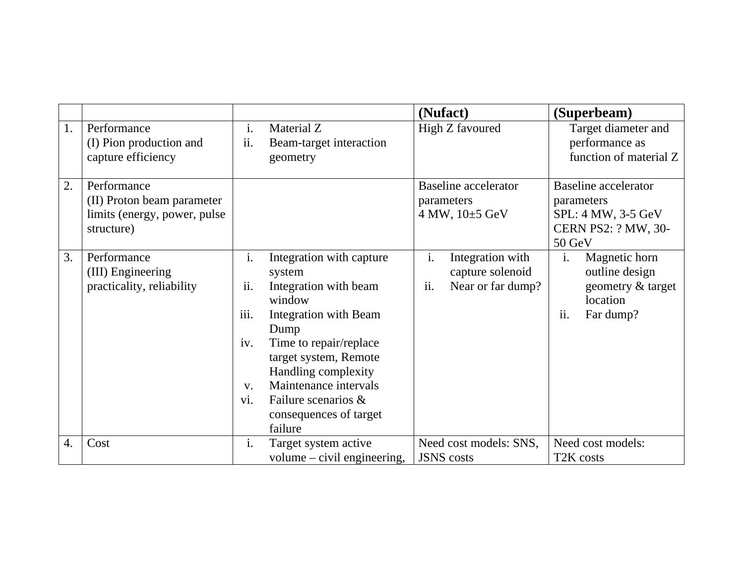| | | | **(Nufact)** | **(Superbeam)** |
|---|---|---|---|---|
| 1. | Performance<br>(I) Pion production and capture efficiency | i. Material Z<br>ii. Beam-target interaction geometry | High Z favoured | Target diameter and performance as function of material Z |
| 2. | Performance<br>(II) Proton beam parameter limits (energy, power, pulse structure) | | Baseline accelerator parameters<br>4 MW, 10±5 GeV | Baseline accelerator parameters<br>SPL: 4 MW, 3-5 GeV<br>CERN PS2: ? MW, 30-50 GeV |
| 3. | Performance<br>(III) Engineering practicality, reliability | i. Integration with capture system<br>ii. Integration with beam window<br>iii. Integration with Beam Dump<br>iv. Time to repair/replace target system, Remote Handling complexity<br>v. Maintenance intervals<br>vi. Failure scenarios & consequences of target failure | i. Integration with capture solenoid<br>ii. Near or far dump? | i. Magnetic horn outline design geometry & target location<br>ii. Far dump? |
| 4. | Cost | i. Target system active volume – civil engineering, | Need cost models: SNS, JSNS costs | Need cost models:<br>T2K costs |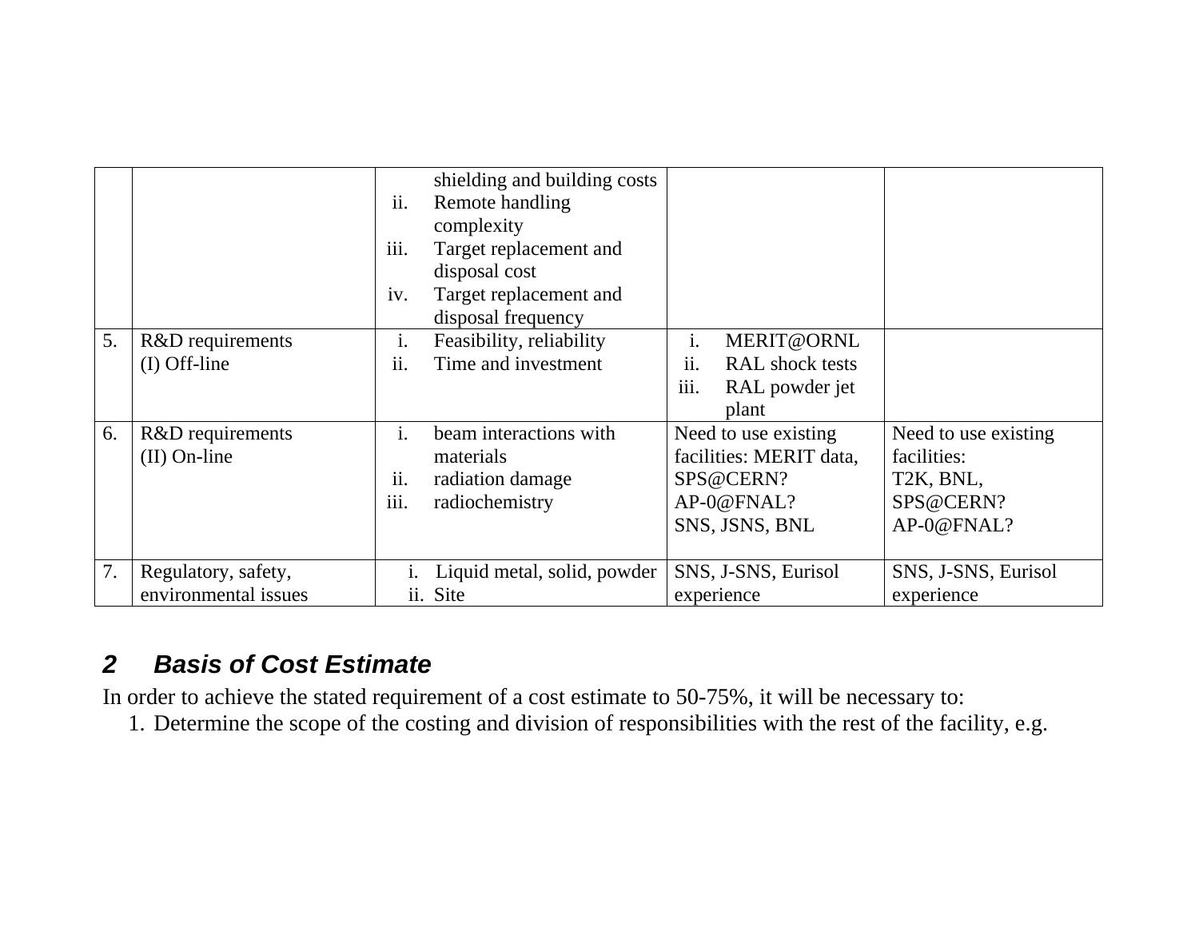| | | | | |
|---|---|---|---|---|
| | | shielding and building costs<br>ii. Remote handling complexity<br>iii. Target replacement and disposal cost<br>iv. Target replacement and disposal frequency | | |
| 5. | R&D requirements<br>(I) Off-line | i. Feasibility, reliability<br>ii. Time and investment | i. MERIT@ORNL<br>ii. RAL shock tests<br>iii. RAL powder jet plant | |
| 6. | R&D requirements<br>(II) On-line | i. beam interactions with materials<br>ii. radiation damage<br>iii. radiochemistry | Need to use existing facilities: MERIT data, SPS@CERN?<br>AP-0@FNAL?<br>SNS, JSNS, BNL | Need to use existing facilities:<br>T2K, BNL,<br>SPS@CERN?<br>AP-0@FNAL? |
| 7. | Regulatory, safety, environmental issues | i. Liquid metal, solid, powder<br>ii. Site | SNS, J-SNS, Eurisol experience | SNS, J-SNS, Eurisol experience |

## 2 Basis of Cost Estimate

In order to achieve the stated requirement of a cost estimate to 50-75%, it will be necessary to:

1. Determine the scope of the costing and division of responsibilities with the rest of the facility, e.g.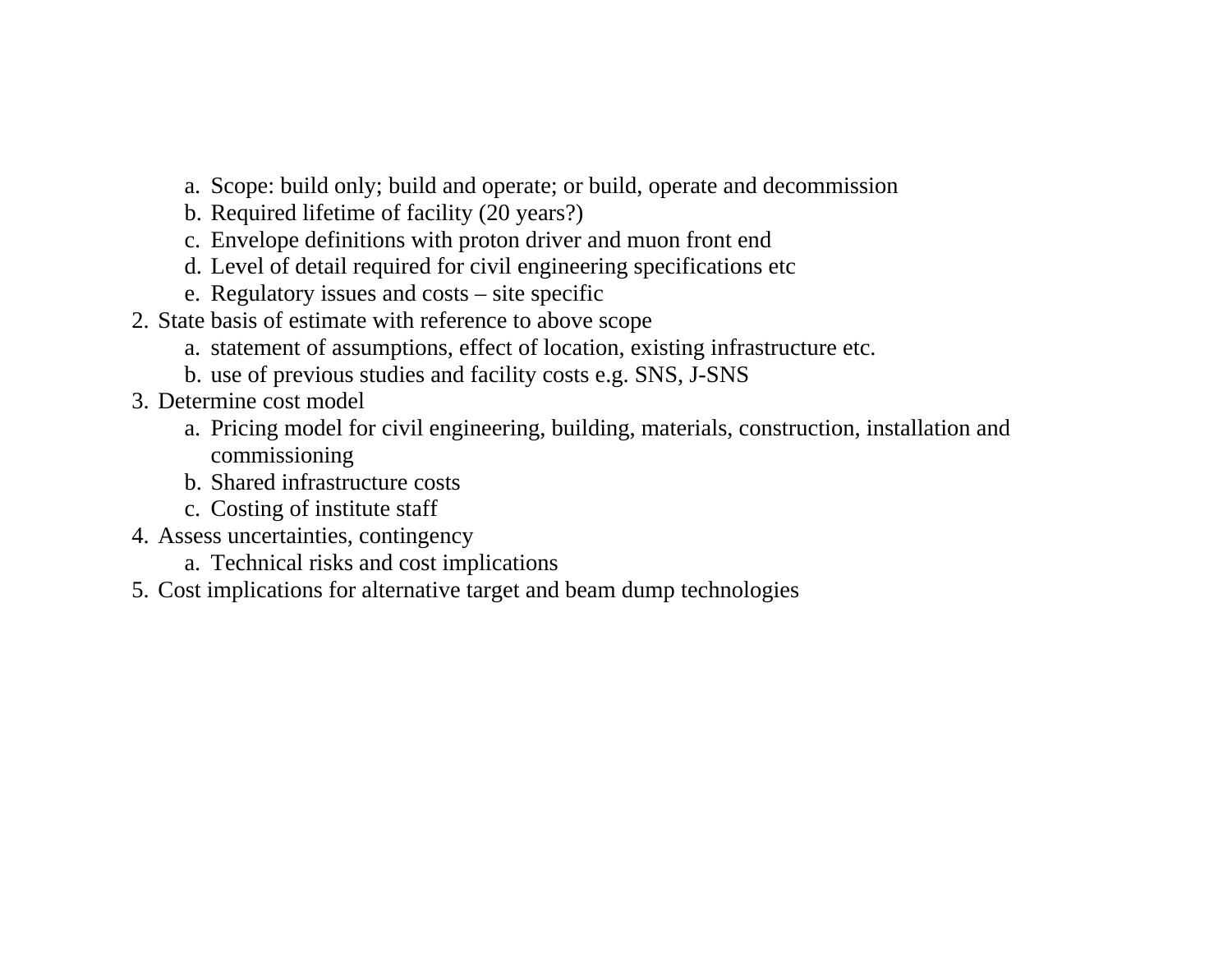a. Scope: build only; build and operate; or build, operate and decommission
   b. Required lifetime of facility (20 years?)
   c. Envelope definitions with proton driver and muon front end
   d. Level of detail required for civil engineering specifications etc
   e. Regulatory issues and costs – site specific
2. State basis of estimate with reference to above scope
   a. statement of assumptions, effect of location, existing infrastructure etc.
   b. use of previous studies and facility costs e.g. SNS, J-SNS
3. Determine cost model
   a. Pricing model for civil engineering, building, materials, construction, installation and commissioning
   b. Shared infrastructure costs
   c. Costing of institute staff
4. Assess uncertainties, contingency
   a. Technical risks and cost implications
5. Cost implications for alternative target and beam dump technologies